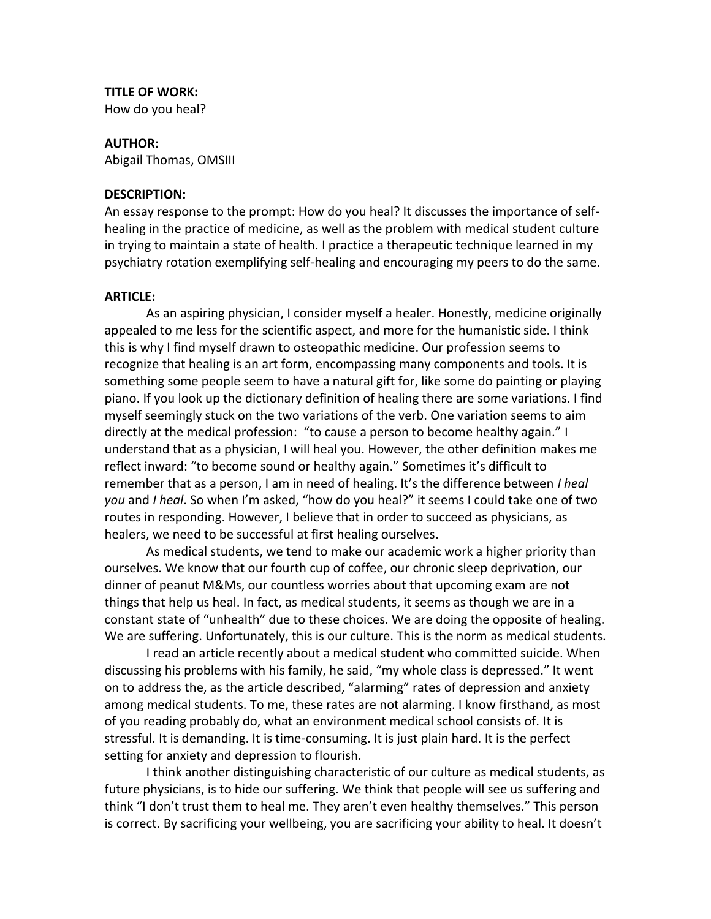**TITLE OF WORK:**
How do you heal?

**AUTHOR:**
Abigail Thomas, OMSIII

**DESCRIPTION:**
An essay response to the prompt: How do you heal? It discusses the importance of self-healing in the practice of medicine, as well as the problem with medical student culture in trying to maintain a state of health. I practice a therapeutic technique learned in my psychiatry rotation exemplifying self-healing and encouraging my peers to do the same.

**ARTICLE:**

As an aspiring physician, I consider myself a healer. Honestly, medicine originally appealed to me less for the scientific aspect, and more for the humanistic side. I think this is why I find myself drawn to osteopathic medicine. Our profession seems to recognize that healing is an art form, encompassing many components and tools. It is something some people seem to have a natural gift for, like some do painting or playing piano. If you look up the dictionary definition of healing there are some variations. I find myself seemingly stuck on the two variations of the verb. One variation seems to aim directly at the medical profession: "to cause a person to become healthy again." I understand that as a physician, I will heal you. However, the other definition makes me reflect inward: "to become sound or healthy again." Sometimes it's difficult to remember that as a person, I am in need of healing. It's the difference between *I heal you* and *I heal*. So when I'm asked, "how do you heal?" it seems I could take one of two routes in responding. However, I believe that in order to succeed as physicians, as healers, we need to be successful at first healing ourselves.

As medical students, we tend to make our academic work a higher priority than ourselves. We know that our fourth cup of coffee, our chronic sleep deprivation, our dinner of peanut M&Ms, our countless worries about that upcoming exam are not things that help us heal. In fact, as medical students, it seems as though we are in a constant state of "unhealth" due to these choices. We are doing the opposite of healing. We are suffering. Unfortunately, this is our culture. This is the norm as medical students.

I read an article recently about a medical student who committed suicide. When discussing his problems with his family, he said, "my whole class is depressed." It went on to address the, as the article described, "alarming" rates of depression and anxiety among medical students. To me, these rates are not alarming. I know firsthand, as most of you reading probably do, what an environment medical school consists of. It is stressful. It is demanding. It is time-consuming. It is just plain hard. It is the perfect setting for anxiety and depression to flourish.

I think another distinguishing characteristic of our culture as medical students, as future physicians, is to hide our suffering. We think that people will see us suffering and think "I don't trust them to heal me. They aren't even healthy themselves." This person is correct. By sacrificing your wellbeing, you are sacrificing your ability to heal. It doesn't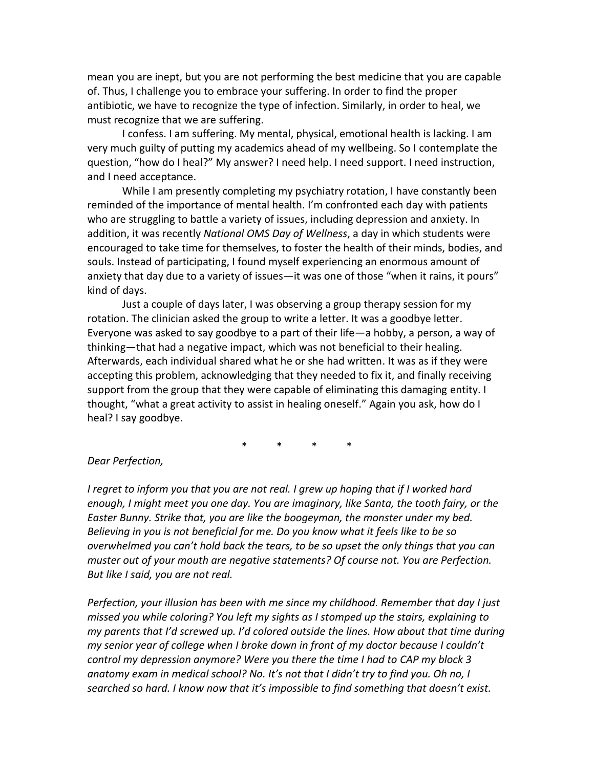mean you are inept, but you are not performing the best medicine that you are capable of. Thus, I challenge you to embrace your suffering. In order to find the proper antibiotic, we have to recognize the type of infection. Similarly, in order to heal, we must recognize that we are suffering.

I confess. I am suffering. My mental, physical, emotional health is lacking. I am very much guilty of putting my academics ahead of my wellbeing. So I contemplate the question, "how do I heal?" My answer? I need help. I need support. I need instruction, and I need acceptance.

While I am presently completing my psychiatry rotation, I have constantly been reminded of the importance of mental health. I'm confronted each day with patients who are struggling to battle a variety of issues, including depression and anxiety. In addition, it was recently *National OMS Day of Wellness*, a day in which students were encouraged to take time for themselves, to foster the health of their minds, bodies, and souls. Instead of participating, I found myself experiencing an enormous amount of anxiety that day due to a variety of issues—it was one of those "when it rains, it pours" kind of days.

Just a couple of days later, I was observing a group therapy session for my rotation. The clinician asked the group to write a letter. It was a goodbye letter. Everyone was asked to say goodbye to a part of their life—a hobby, a person, a way of thinking—that had a negative impact, which was not beneficial to their healing. Afterwards, each individual shared what he or she had written. It was as if they were accepting this problem, acknowledging that they needed to fix it, and finally receiving support from the group that they were capable of eliminating this damaging entity. I thought, "what a great activity to assist in healing oneself." Again you ask, how do I heal? I say goodbye.

\* \* \* \*

*Dear Perfection,*

*I regret to inform you that you are not real. I grew up hoping that if I worked hard enough, I might meet you one day. You are imaginary, like Santa, the tooth fairy, or the Easter Bunny. Strike that, you are like the boogeyman, the monster under my bed. Believing in you is not beneficial for me. Do you know what it feels like to be so overwhelmed you can't hold back the tears, to be so upset the only things that you can muster out of your mouth are negative statements? Of course not. You are Perfection. But like I said, you are not real.*

*Perfection, your illusion has been with me since my childhood. Remember that day I just missed you while coloring? You left my sights as I stomped up the stairs, explaining to my parents that I'd screwed up. I'd colored outside the lines. How about that time during my senior year of college when I broke down in front of my doctor because I couldn't control my depression anymore? Were you there the time I had to CAP my block 3 anatomy exam in medical school? No. It's not that I didn't try to find you. Oh no, I searched so hard. I know now that it's impossible to find something that doesn't exist.*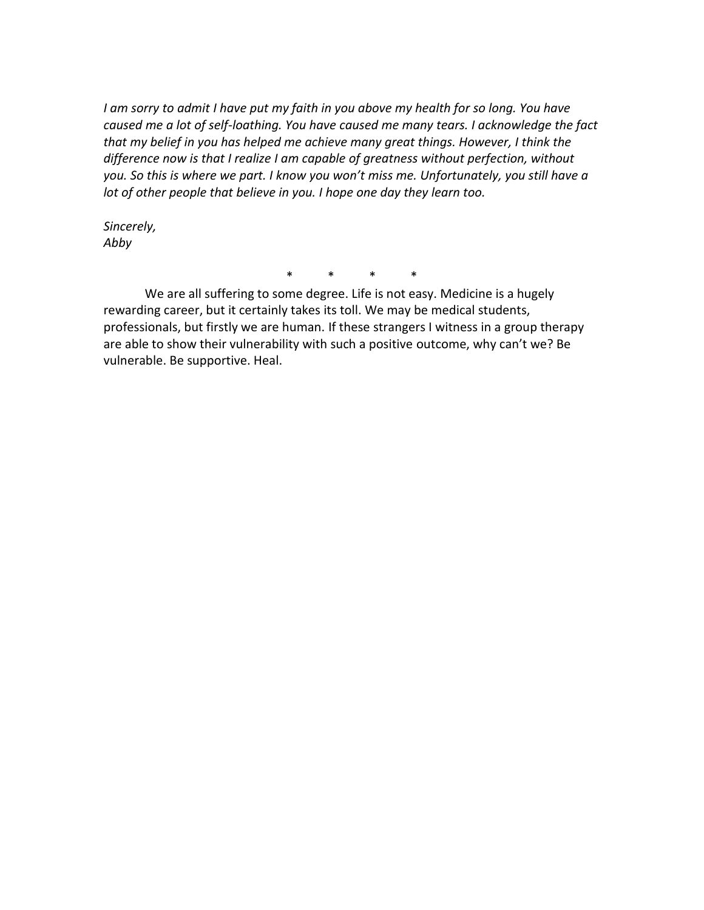*I am sorry to admit I have put my faith in you above my health for so long. You have caused me a lot of self-loathing. You have caused me many tears. I acknowledge the fact that my belief in you has helped me achieve many great things. However, I think the difference now is that I realize I am capable of greatness without perfection, without you. So this is where we part. I know you won't miss me. Unfortunately, you still have a lot of other people that believe in you. I hope one day they learn too.*

*Sincerely,*
*Abby*

\* \* \* \*

We are all suffering to some degree. Life is not easy. Medicine is a hugely rewarding career, but it certainly takes its toll. We may be medical students, professionals, but firstly we are human. If these strangers I witness in a group therapy are able to show their vulnerability with such a positive outcome, why can't we? Be vulnerable. Be supportive. Heal.